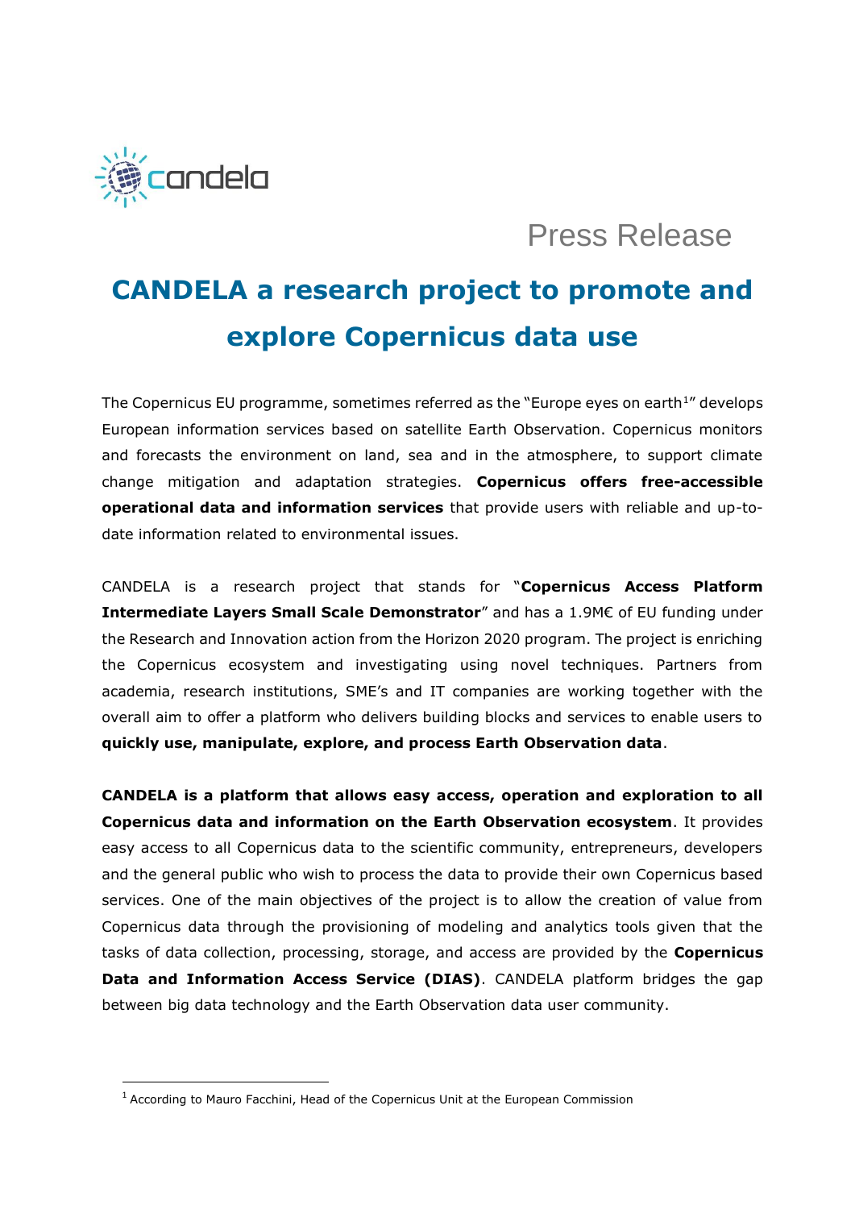candela

Press Release

# CANDELA a research project to promote and explore Copernicus data use

The Copernicus EU programme, sometimes referred as the "Europe eyes on earth[1]" develops European information services based on satellite Earth Observation. Copernicus monitors and forecasts the environment on land, sea and in the atmosphere, to support climate change mitigation and adaptation strategies. **Copernicus offers free-accessible operational data and information services** that provide users with reliable and up-to-date information related to environmental issues.

CANDELA is a research project that stands for "**Copernicus Access Platform Intermediate Layers Small Scale Demonstrator**" and has a 1.9M€ of EU funding under the Research and Innovation action from the Horizon 2020 program. The project is enriching the Copernicus ecosystem and investigating using novel techniques. Partners from academia, research institutions, SME's and IT companies are working together with the overall aim to offer a platform who delivers building blocks and services to enable users to **quickly use, manipulate, explore, and process Earth Observation data**.

**CANDELA is a platform that allows easy access, operation and exploration to all Copernicus data and information on the Earth Observation ecosystem**. It provides easy access to all Copernicus data to the scientific community, entrepreneurs, developers and the general public who wish to process the data to provide their own Copernicus based services. One of the main objectives of the project is to allow the creation of value from Copernicus data through the provisioning of modeling and analytics tools given that the tasks of data collection, processing, storage, and access are provided by the **Copernicus Data and Information Access Service (DIAS)**. CANDELA platform bridges the gap between big data technology and the Earth Observation data user community.

[1] According to Mauro Facchini, Head of the Copernicus Unit at the European Commission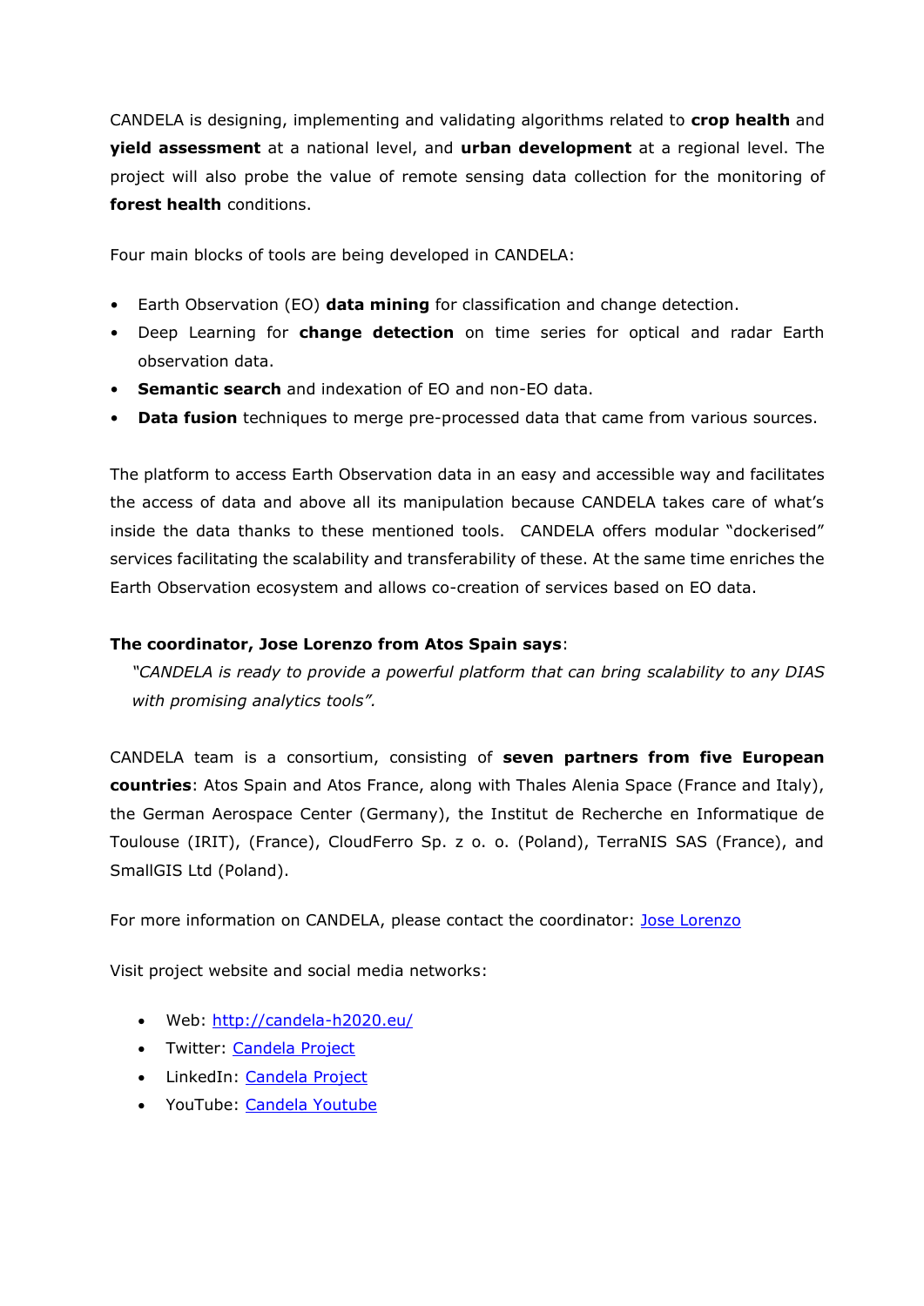CANDELA is designing, implementing and validating algorithms related to **crop health** and **yield assessment** at a national level, and **urban development** at a regional level. The project will also probe the value of remote sensing data collection for the monitoring of **forest health** conditions.

Four main blocks of tools are being developed in CANDELA:

- Earth Observation (EO) **data mining** for classification and change detection.
- Deep Learning for **change detection** on time series for optical and radar Earth observation data.
- **Semantic search** and indexation of EO and non-EO data.
- **Data fusion** techniques to merge pre-processed data that came from various sources.

The platform to access Earth Observation data in an easy and accessible way and facilitates the access of data and above all its manipulation because CANDELA takes care of what's inside the data thanks to these mentioned tools. CANDELA offers modular "dockerised" services facilitating the scalability and transferability of these. At the same time enriches the Earth Observation ecosystem and allows co-creation of services based on EO data.

**The coordinator, Jose Lorenzo from Atos Spain says**:

> *"CANDELA is ready to provide a powerful platform that can bring scalability to any DIAS with promising analytics tools".*

CANDELA team is a consortium, consisting of **seven partners from five European countries**: Atos Spain and Atos France, along with Thales Alenia Space (France and Italy), the German Aerospace Center (Germany), the Institut de Recherche en Informatique de Toulouse (IRIT), (France), CloudFerro Sp. z o. o. (Poland), TerraNIS SAS (France), and SmallGIS Ltd (Poland).

For more information on CANDELA, please contact the coordinator: Jose Lorenzo

Visit project website and social media networks:

- Web: http://candela-h2020.eu/
- Twitter: Candela Project
- LinkedIn: Candela Project
- YouTube: Candela Youtube